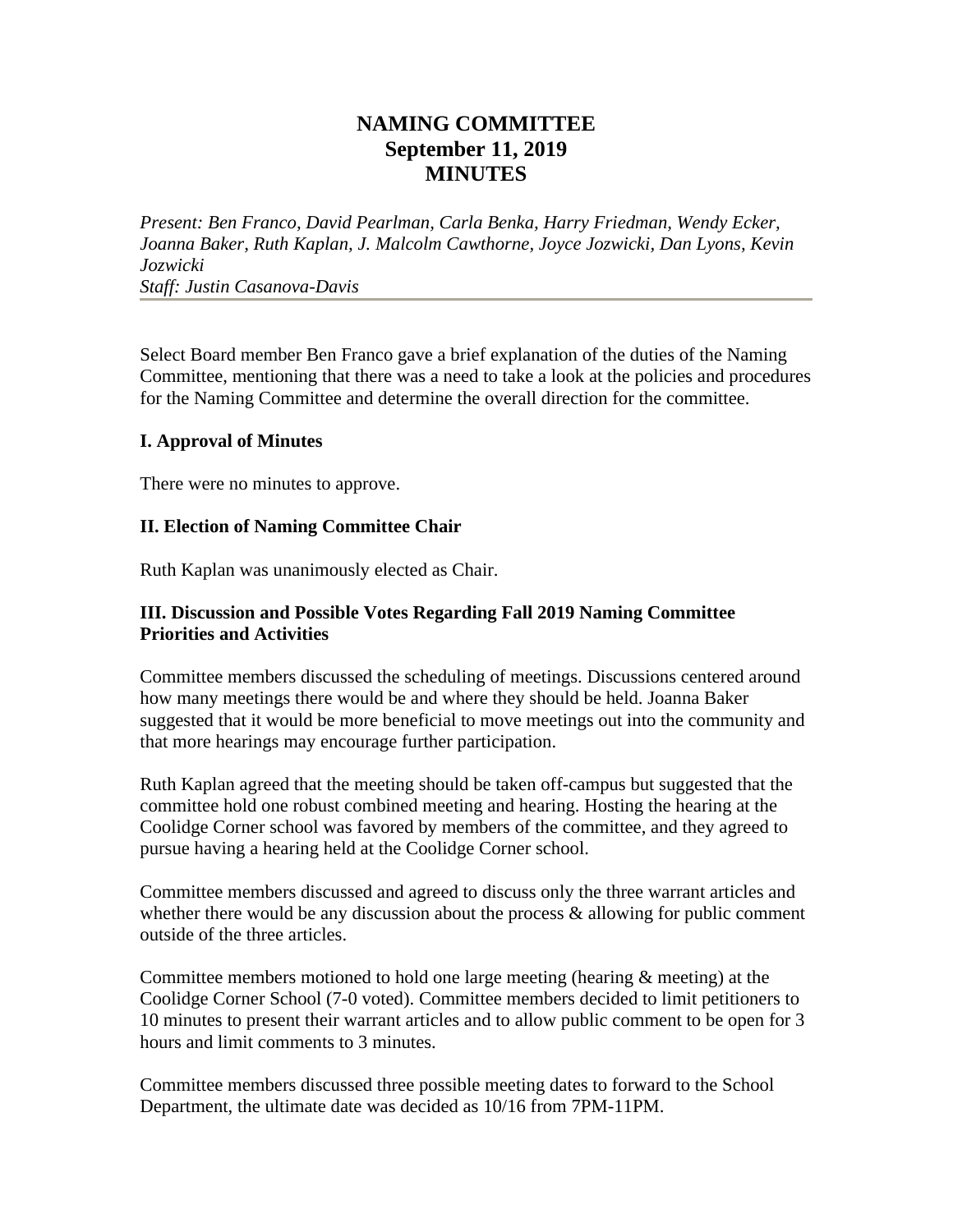# NAMING COMMITTEE
# September 11, 2019
# MINUTES

*Present: Ben Franco, David Pearlman, Carla Benka, Harry Friedman, Wendy Ecker, Joanna Baker, Ruth Kaplan, J. Malcolm Cawthorne, Joyce Jozwicki, Dan Lyons, Kevin Jozwicki*
*Staff: Justin Casanova-Davis*

---

Select Board member Ben Franco gave a brief explanation of the duties of the Naming Committee, mentioning that there was a need to take a look at the policies and procedures for the Naming Committee and determine the overall direction for the committee.

**I. Approval of Minutes**

There were no minutes to approve.

**II. Election of Naming Committee Chair**

Ruth Kaplan was unanimously elected as Chair.

**III. Discussion and Possible Votes Regarding Fall 2019 Naming Committee Priorities and Activities**

Committee members discussed the scheduling of meetings. Discussions centered around how many meetings there would be and where they should be held. Joanna Baker suggested that it would be more beneficial to move meetings out into the community and that more hearings may encourage further participation.

Ruth Kaplan agreed that the meeting should be taken off-campus but suggested that the committee hold one robust combined meeting and hearing. Hosting the hearing at the Coolidge Corner school was favored by members of the committee, and they agreed to pursue having a hearing held at the Coolidge Corner school.

Committee members discussed and agreed to discuss only the three warrant articles and whether there would be any discussion about the process & allowing for public comment outside of the three articles.

Committee members motioned to hold one large meeting (hearing & meeting) at the Coolidge Corner School (7-0 voted). Committee members decided to limit petitioners to 10 minutes to present their warrant articles and to allow public comment to be open for 3 hours and limit comments to 3 minutes.

Committee members discussed three possible meeting dates to forward to the School Department, the ultimate date was decided as 10/16 from 7PM-11PM.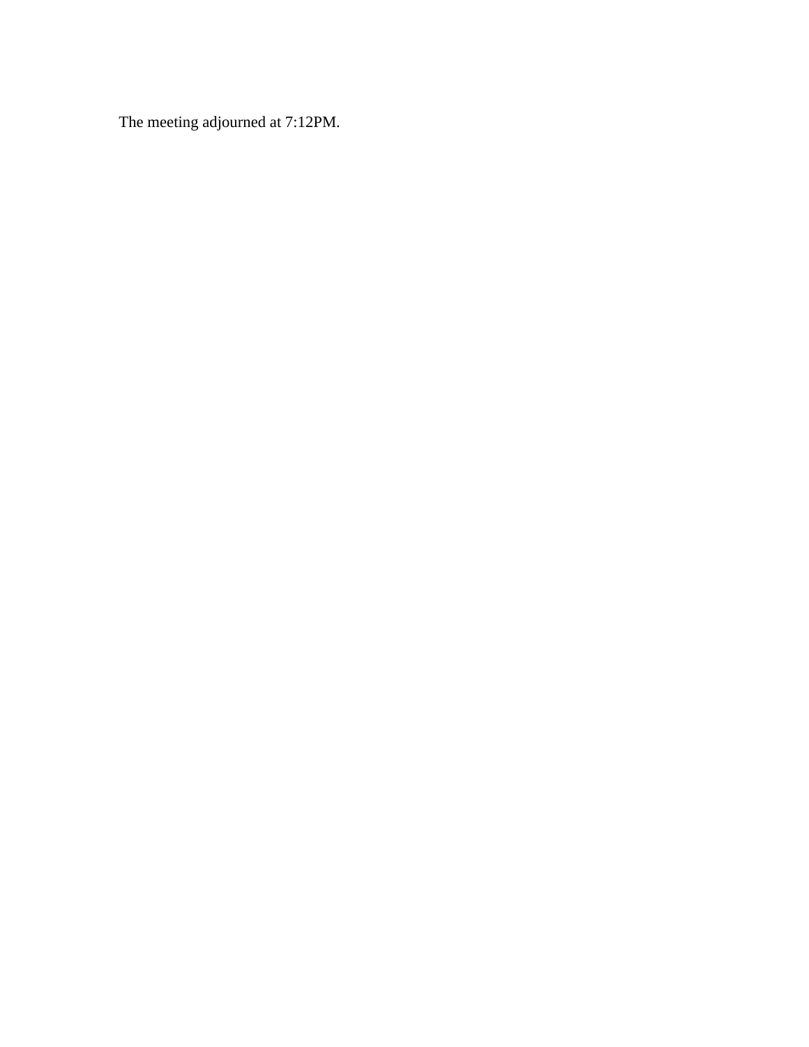The meeting adjourned at 7:12PM.